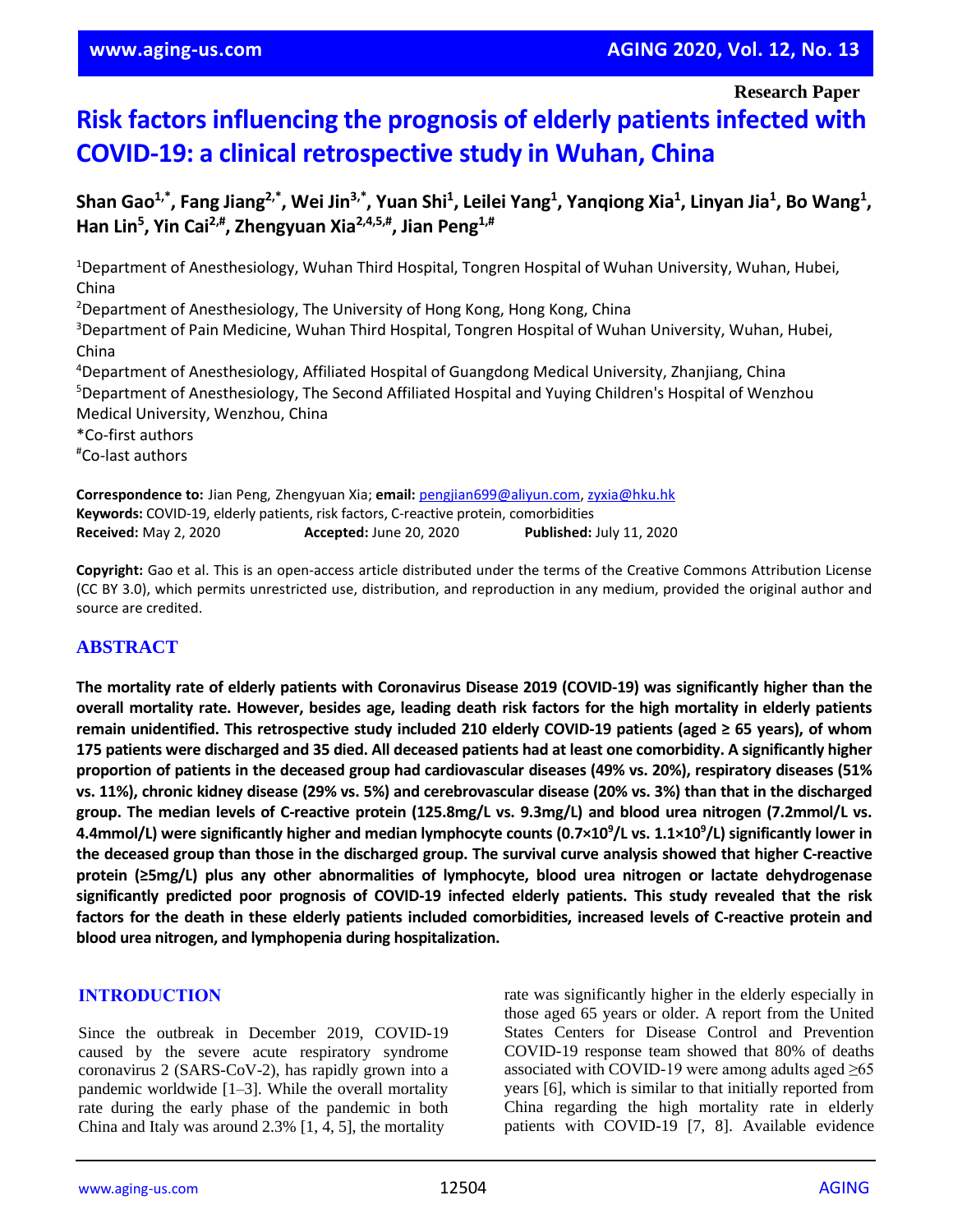**Research Paper**

# Risk factors influencing the prognosis of elderly patients infected with COVID-19: a clinical retrospective study in Wuhan, China

**Shan Gao[1,*], Fang Jiang[2,*], Wei Jin[3,*], Yuan Shi[1], Leilei Yang[1], Yanqiong Xia[1], Linyan Jia[1], Bo Wang[1], Han Lin[5], Yin Cai[2,#], Zhengyuan Xia[2,4,5,#], Jian Peng[1,#]**

[1]Department of Anesthesiology, Wuhan Third Hospital, Tongren Hospital of Wuhan University, Wuhan, Hubei, China
[2]Department of Anesthesiology, The University of Hong Kong, Hong Kong, China
[3]Department of Pain Medicine, Wuhan Third Hospital, Tongren Hospital of Wuhan University, Wuhan, Hubei, China
[4]Department of Anesthesiology, Affiliated Hospital of Guangdong Medical University, Zhanjiang, China
[5]Department of Anesthesiology, The Second Affiliated Hospital and Yuying Children's Hospital of Wenzhou Medical University, Wenzhou, China
*Co-first authors
#Co-last authors

**Correspondence to:** Jian Peng, Zhengyuan Xia; **email:** pengjian699@aliyun.com, zyxia@hku.hk
**Keywords:** COVID-19, elderly patients, risk factors, C-reactive protein, comorbidities
**Received:** May 2, 2020 **Accepted:** June 20, 2020 **Published:** July 11, 2020

**Copyright:** Gao et al. This is an open-access article distributed under the terms of the Creative Commons Attribution License (CC BY 3.0), which permits unrestricted use, distribution, and reproduction in any medium, provided the original author and source are credited.

## ABSTRACT

**The mortality rate of elderly patients with Coronavirus Disease 2019 (COVID-19) was significantly higher than the overall mortality rate. However, besides age, leading death risk factors for the high mortality in elderly patients remain unidentified. This retrospective study included 210 elderly COVID-19 patients (aged ≥ 65 years), of whom 175 patients were discharged and 35 died. All deceased patients had at least one comorbidity. A significantly higher proportion of patients in the deceased group had cardiovascular diseases (49% vs. 20%), respiratory diseases (51% vs. 11%), chronic kidney disease (29% vs. 5%) and cerebrovascular disease (20% vs. 3%) than that in the discharged group. The median levels of C-reactive protein (125.8mg/L vs. 9.3mg/L) and blood urea nitrogen (7.2mmol/L vs. 4.4mmol/L) were significantly higher and median lymphocyte counts ($0.7\times10^9$/L vs. $1.1\times10^9$/L) significantly lower in the deceased group than those in the discharged group. The survival curve analysis showed that higher C-reactive protein (≥5mg/L) plus any other abnormalities of lymphocyte, blood urea nitrogen or lactate dehydrogenase significantly predicted poor prognosis of COVID-19 infected elderly patients. This study revealed that the risk factors for the death in these elderly patients included comorbidities, increased levels of C-reactive protein and blood urea nitrogen, and lymphopenia during hospitalization.**

## INTRODUCTION

Since the outbreak in December 2019, COVID-19 caused by the severe acute respiratory syndrome coronavirus 2 (SARS-CoV-2), has rapidly grown into a pandemic worldwide [1–3]. While the overall mortality rate during the early phase of the pandemic in both China and Italy was around 2.3% [1, 4, 5], the mortality rate was significantly higher in the elderly especially in those aged 65 years or older. A report from the United States Centers for Disease Control and Prevention COVID-19 response team showed that 80% of deaths associated with COVID-19 were among adults aged ≥65 years [6], which is similar to that initially reported from China regarding the high mortality rate in elderly patients with COVID-19 [7, 8]. Available evidence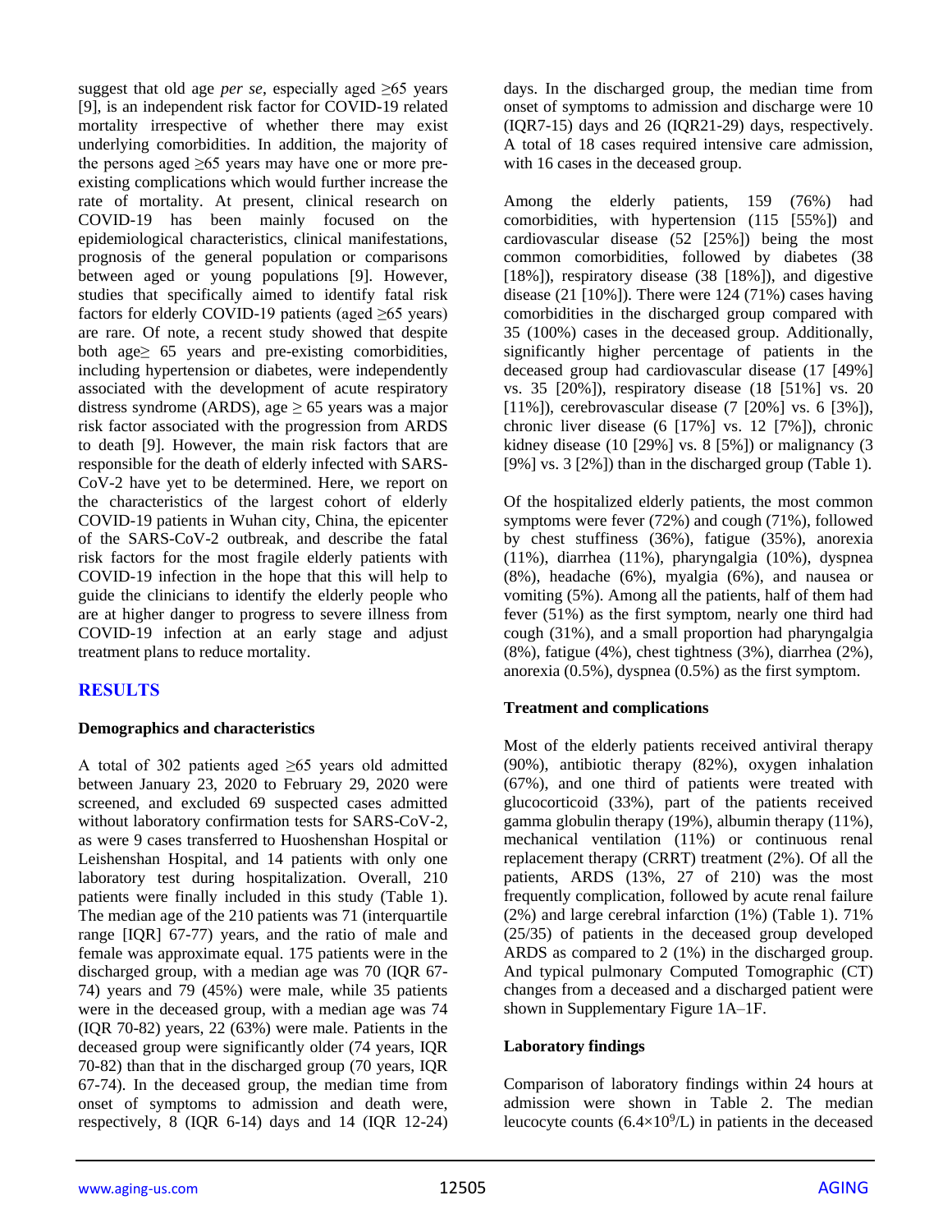suggest that old age *per se*, especially aged ≥65 years [9], is an independent risk factor for COVID-19 related mortality irrespective of whether there may exist underlying comorbidities. In addition, the majority of the persons aged ≥65 years may have one or more pre-existing complications which would further increase the rate of mortality. At present, clinical research on COVID-19 has been mainly focused on the epidemiological characteristics, clinical manifestations, prognosis of the general population or comparisons between aged or young populations [9]. However, studies that specifically aimed to identify fatal risk factors for elderly COVID-19 patients (aged ≥65 years) are rare. Of note, a recent study showed that despite both age≥ 65 years and pre-existing comorbidities, including hypertension or diabetes, were independently associated with the development of acute respiratory distress syndrome (ARDS), age ≥ 65 years was a major risk factor associated with the progression from ARDS to death [9]. However, the main risk factors that are responsible for the death of elderly infected with SARS-CoV-2 have yet to be determined. Here, we report on the characteristics of the largest cohort of elderly COVID-19 patients in Wuhan city, China, the epicenter of the SARS-CoV-2 outbreak, and describe the fatal risk factors for the most fragile elderly patients with COVID-19 infection in the hope that this will help to guide the clinicians to identify the elderly people who are at higher danger to progress to severe illness from COVID-19 infection at an early stage and adjust treatment plans to reduce mortality.

## RESULTS

### Demographics and characteristics

A total of 302 patients aged ≥65 years old admitted between January 23, 2020 to February 29, 2020 were screened, and excluded 69 suspected cases admitted without laboratory confirmation tests for SARS-CoV-2, as were 9 cases transferred to Huoshenshan Hospital or Leishenshan Hospital, and 14 patients with only one laboratory test during hospitalization. Overall, 210 patients were finally included in this study (Table 1). The median age of the 210 patients was 71 (interquartile range [IQR] 67-77) years, and the ratio of male and female was approximate equal. 175 patients were in the discharged group, with a median age was 70 (IQR 67-74) years and 79 (45%) were male, while 35 patients were in the deceased group, with a median age was 74 (IQR 70-82) years, 22 (63%) were male. Patients in the deceased group were significantly older (74 years, IQR 70-82) than that in the discharged group (70 years, IQR 67-74). In the deceased group, the median time from onset of symptoms to admission and death were, respectively, 8 (IQR 6-14) days and 14 (IQR 12-24) days. In the discharged group, the median time from onset of symptoms to admission and discharge were 10 (IQR7-15) days and 26 (IQR21-29) days, respectively. A total of 18 cases required intensive care admission, with 16 cases in the deceased group.

Among the elderly patients, 159 (76%) had comorbidities, with hypertension (115 [55%]) and cardiovascular disease (52 [25%]) being the most common comorbidities, followed by diabetes (38 [18%]), respiratory disease (38 [18%]), and digestive disease (21 [10%]). There were 124 (71%) cases having comorbidities in the discharged group compared with 35 (100%) cases in the deceased group. Additionally, significantly higher percentage of patients in the deceased group had cardiovascular disease (17 [49%] vs. 35 [20%]), respiratory disease (18 [51%] vs. 20 [11%]), cerebrovascular disease (7 [20%] vs. 6 [3%]), chronic liver disease (6 [17%] vs. 12 [7%]), chronic kidney disease (10 [29%] vs. 8 [5%]) or malignancy (3 [9%] vs. 3 [2%]) than in the discharged group (Table 1).

Of the hospitalized elderly patients, the most common symptoms were fever (72%) and cough (71%), followed by chest stuffiness (36%), fatigue (35%), anorexia (11%), diarrhea (11%), pharyngalgia (10%), dyspnea (8%), headache (6%), myalgia (6%), and nausea or vomiting (5%). Among all the patients, half of them had fever (51%) as the first symptom, nearly one third had cough (31%), and a small proportion had pharyngalgia (8%), fatigue (4%), chest tightness (3%), diarrhea (2%), anorexia (0.5%), dyspnea (0.5%) as the first symptom.

### Treatment and complications

Most of the elderly patients received antiviral therapy (90%), antibiotic therapy (82%), oxygen inhalation (67%), and one third of patients were treated with glucocorticoid (33%), part of the patients received gamma globulin therapy (19%), albumin therapy (11%), mechanical ventilation (11%) or continuous renal replacement therapy (CRRT) treatment (2%). Of all the patients, ARDS (13%, 27 of 210) was the most frequently complication, followed by acute renal failure (2%) and large cerebral infarction (1%) (Table 1). 71% (25/35) of patients in the deceased group developed ARDS as compared to 2 (1%) in the discharged group. And typical pulmonary Computed Tomographic (CT) changes from a deceased and a discharged patient were shown in Supplementary Figure 1A–1F.

### Laboratory findings

Comparison of laboratory findings within 24 hours at admission were shown in Table 2. The median leucocyte counts ($6.4\times10^9$/L) in patients in the deceased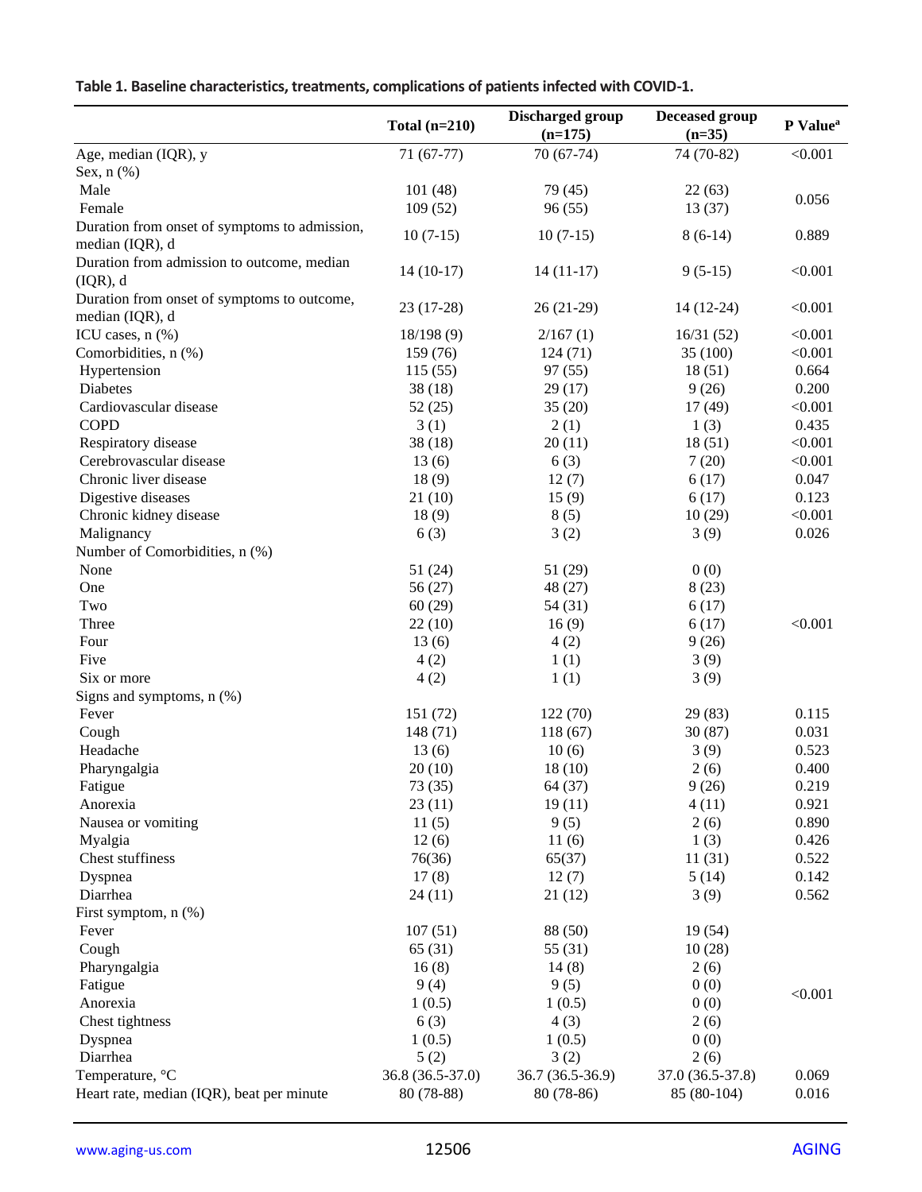**Table 1. Baseline characteristics, treatments, complications of patients infected with COVID-1.**

| | Total (n=210) | Discharged group (n=175) | Deceased group (n=35) | P Value[a] |
|---|---|---|---|---|
| Age, median (IQR), y | 71 (67-77) | 70 (67-74) | 74 (70-82) | <0.001 |
| Sex, n (%) | | | | |
| Male | 101 (48) | 79 (45) | 22 (63) | 0.056 |
| Female | 109 (52) | 96 (55) | 13 (37) | |
| Duration from onset of symptoms to admission, median (IQR), d | 10 (7-15) | 10 (7-15) | 8 (6-14) | 0.889 |
| Duration from admission to outcome, median (IQR), d | 14 (10-17) | 14 (11-17) | 9 (5-15) | <0.001 |
| Duration from onset of symptoms to outcome, median (IQR), d | 23 (17-28) | 26 (21-29) | 14 (12-24) | <0.001 |
| ICU cases, n (%) | 18/198 (9) | 2/167 (1) | 16/31 (52) | <0.001 |
| Comorbidities, n (%) | 159 (76) | 124 (71) | 35 (100) | <0.001 |
| Hypertension | 115 (55) | 97 (55) | 18 (51) | 0.664 |
| Diabetes | 38 (18) | 29 (17) | 9 (26) | 0.200 |
| Cardiovascular disease | 52 (25) | 35 (20) | 17 (49) | <0.001 |
| COPD | 3 (1) | 2 (1) | 1 (3) | 0.435 |
| Respiratory disease | 38 (18) | 20 (11) | 18 (51) | <0.001 |
| Cerebrovascular disease | 13 (6) | 6 (3) | 7 (20) | <0.001 |
| Chronic liver disease | 18 (9) | 12 (7) | 6 (17) | 0.047 |
| Digestive diseases | 21 (10) | 15 (9) | 6 (17) | 0.123 |
| Chronic kidney disease | 18 (9) | 8 (5) | 10 (29) | <0.001 |
| Malignancy | 6 (3) | 3 (2) | 3 (9) | 0.026 |
| Number of Comorbidities, n (%) | | | | |
| None | 51 (24) | 51 (29) | 0 (0) | <0.001 |
| One | 56 (27) | 48 (27) | 8 (23) | |
| Two | 60 (29) | 54 (31) | 6 (17) | |
| Three | 22 (10) | 16 (9) | 6 (17) | |
| Four | 13 (6) | 4 (2) | 9 (26) | |
| Five | 4 (2) | 1 (1) | 3 (9) | |
| Six or more | 4 (2) | 1 (1) | 3 (9) | |
| Signs and symptoms, n (%) | | | | |
| Fever | 151 (72) | 122 (70) | 29 (83) | 0.115 |
| Cough | 148 (71) | 118 (67) | 30 (87) | 0.031 |
| Headache | 13 (6) | 10 (6) | 3 (9) | 0.523 |
| Pharyngalgia | 20 (10) | 18 (10) | 2 (6) | 0.400 |
| Fatigue | 73 (35) | 64 (37) | 9 (26) | 0.219 |
| Anorexia | 23 (11) | 19 (11) | 4 (11) | 0.921 |
| Nausea or vomiting | 11 (5) | 9 (5) | 2 (6) | 0.890 |
| Myalgia | 12 (6) | 11 (6) | 1 (3) | 0.426 |
| Chest stuffiness | 76(36) | 65(37) | 11 (31) | 0.522 |
| Dyspnea | 17 (8) | 12 (7) | 5 (14) | 0.142 |
| Diarrhea | 24 (11) | 21 (12) | 3 (9) | 0.562 |
| First symptom, n (%) | | | | |
| Fever | 107 (51) | 88 (50) | 19 (54) | <0.001 |
| Cough | 65 (31) | 55 (31) | 10 (28) | |
| Pharyngalgia | 16 (8) | 14 (8) | 2 (6) | |
| Fatigue | 9 (4) | 9 (5) | 0 (0) | |
| Anorexia | 1 (0.5) | 1 (0.5) | 0 (0) | |
| Chest tightness | 6 (3) | 4 (3) | 2 (6) | |
| Dyspnea | 1 (0.5) | 1 (0.5) | 0 (0) | |
| Diarrhea | 5 (2) | 3 (2) | 2 (6) | |
| Temperature, °C | 36.8 (36.5-37.0) | 36.7 (36.5-36.9) | 37.0 (36.5-37.8) | 0.069 |
| Heart rate, median (IQR), beat per minute | 80 (78-88) | 80 (78-86) | 85 (80-104) | 0.016 |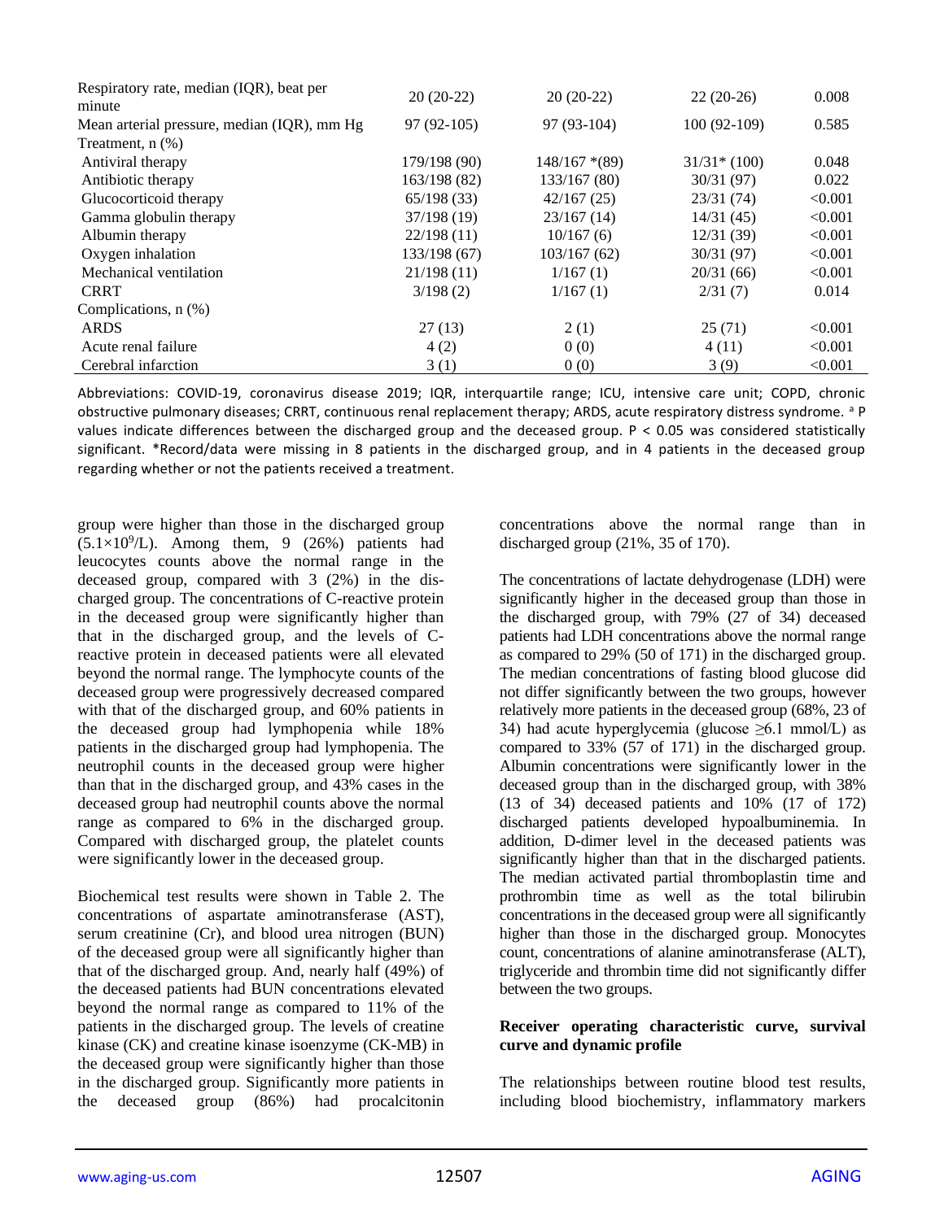| | | | | |
|---|---|---|---|---|
| Respiratory rate, median (IQR), beat per minute | 20 (20-22) | 20 (20-22) | 22 (20-26) | 0.008 |
| Mean arterial pressure, median (IQR), mm Hg | 97 (92-105) | 97 (93-104) | 100 (92-109) | 0.585 |
| Treatment, n (%) | | | | |
| Antiviral therapy | 179/198 (90) | 148/167 *(89) | 31/31* (100) | 0.048 |
| Antibiotic therapy | 163/198 (82) | 133/167 (80) | 30/31 (97) | 0.022 |
| Glucocorticoid therapy | 65/198 (33) | 42/167 (25) | 23/31 (74) | <0.001 |
| Gamma globulin therapy | 37/198 (19) | 23/167 (14) | 14/31 (45) | <0.001 |
| Albumin therapy | 22/198 (11) | 10/167 (6) | 12/31 (39) | <0.001 |
| Oxygen inhalation | 133/198 (67) | 103/167 (62) | 30/31 (97) | <0.001 |
| Mechanical ventilation | 21/198 (11) | 1/167 (1) | 20/31 (66) | <0.001 |
| CRRT | 3/198 (2) | 1/167 (1) | 2/31 (7) | 0.014 |
| Complications, n (%) | | | | |
| ARDS | 27 (13) | 2 (1) | 25 (71) | <0.001 |
| Acute renal failure | 4 (2) | 0 (0) | 4 (11) | <0.001 |
| Cerebral infarction | 3 (1) | 0 (0) | 3 (9) | <0.001 |

Abbreviations: COVID-19, coronavirus disease 2019; IQR, interquartile range; ICU, intensive care unit; COPD, chronic obstructive pulmonary diseases; CRRT, continuous renal replacement therapy; ARDS, acute respiratory distress syndrome. [a] P values indicate differences between the discharged group and the deceased group. P < 0.05 was considered statistically significant. *Record/data were missing in 8 patients in the discharged group, and in 4 patients in the deceased group regarding whether or not the patients received a treatment.

group were higher than those in the discharged group ($5.1\times10^9$/L). Among them, 9 (26%) patients had leucocytes counts above the normal range in the deceased group, compared with 3 (2%) in the discharged group. The concentrations of C-reactive protein in the deceased group were significantly higher than that in the discharged group, and the levels of C-reactive protein in deceased patients were all elevated beyond the normal range. The lymphocyte counts of the deceased group were progressively decreased compared with that of the discharged group, and 60% patients in the deceased group had lymphopenia while 18% patients in the discharged group had lymphopenia. The neutrophil counts in the deceased group were higher than that in the discharged group, and 43% cases in the deceased group had neutrophil counts above the normal range as compared to 6% in the discharged group. Compared with discharged group, the platelet counts were significantly lower in the deceased group.

Biochemical test results were shown in Table 2. The concentrations of aspartate aminotransferase (AST), serum creatinine (Cr), and blood urea nitrogen (BUN) of the deceased group were all significantly higher than that of the discharged group. And, nearly half (49%) of the deceased patients had BUN concentrations elevated beyond the normal range as compared to 11% of the patients in the discharged group. The levels of creatine kinase (CK) and creatine kinase isoenzyme (CK-MB) in the deceased group were significantly higher than those in the discharged group. Significantly more patients in the deceased group (86%) had procalcitonin concentrations above the normal range than in discharged group (21%, 35 of 170).

The concentrations of lactate dehydrogenase (LDH) were significantly higher in the deceased group than those in the discharged group, with 79% (27 of 34) deceased patients had LDH concentrations above the normal range as compared to 29% (50 of 171) in the discharged group. The median concentrations of fasting blood glucose did not differ significantly between the two groups, however relatively more patients in the deceased group (68%, 23 of 34) had acute hyperglycemia (glucose ≥6.1 mmol/L) as compared to 33% (57 of 171) in the discharged group. Albumin concentrations were significantly lower in the deceased group than in the discharged group, with 38% (13 of 34) deceased patients and 10% (17 of 172) discharged patients developed hypoalbuminemia. In addition, D-dimer level in the deceased patients was significantly higher than that in the discharged patients. The median activated partial thromboplastin time and prothrombin time as well as the total bilirubin concentrations in the deceased group were all significantly higher than those in the discharged group. Monocytes count, concentrations of alanine aminotransferase (ALT), triglyceride and thrombin time did not significantly differ between the two groups.

**Receiver operating characteristic curve, survival curve and dynamic profile**

The relationships between routine blood test results, including blood biochemistry, inflammatory markers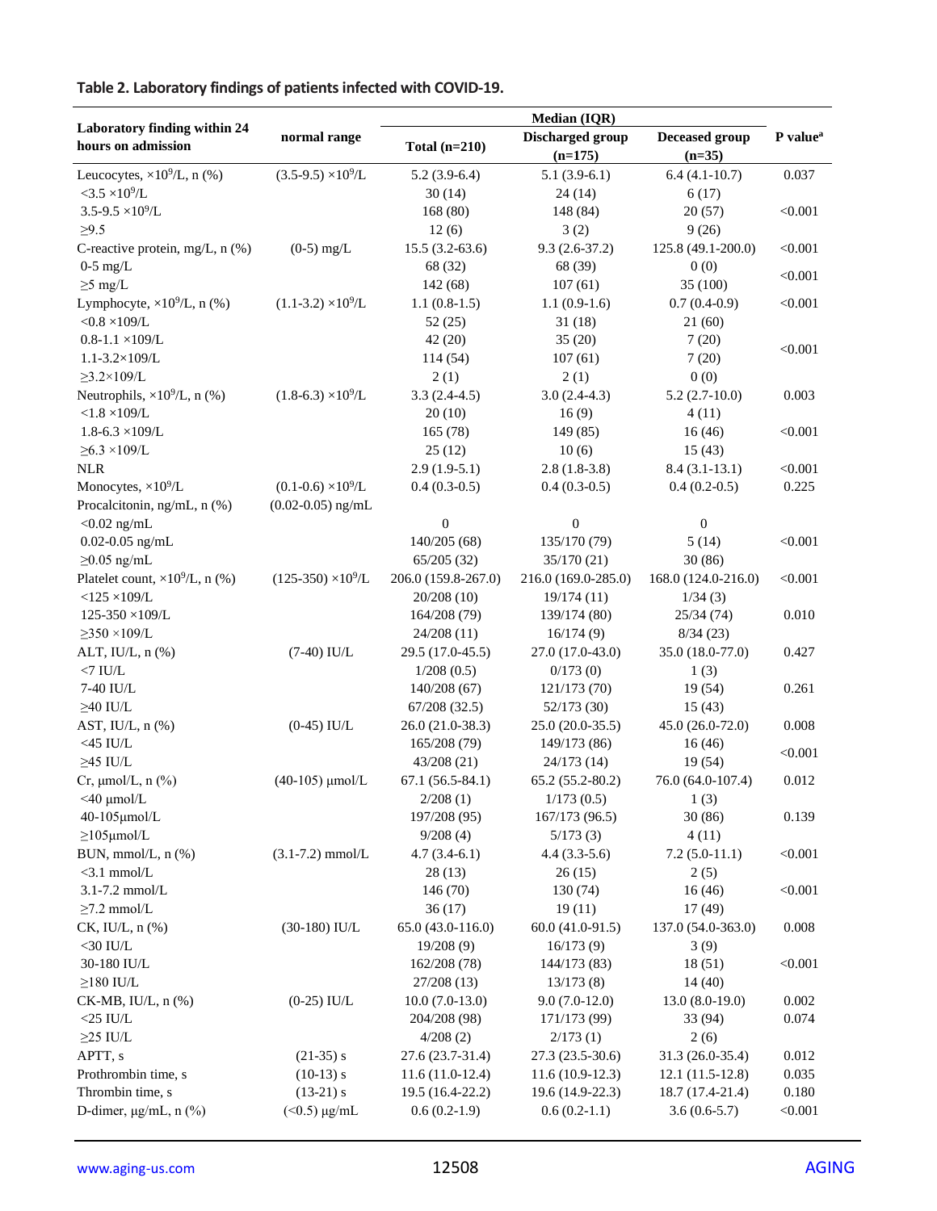**Table 2. Laboratory findings of patients infected with COVID-19.**

| Laboratory finding within 24 hours on admission | normal range | Median (IQR) | | | P value[a] |
|---|---|---|---|---|---|
| | | Total (n=210) | Discharged group (n=175) | Deceased group (n=35) | |
| Leucocytes, $\times10^9$/L, n (%) | (3.5-9.5) $\times10^9$/L | 5.2 (3.9-6.4) | 5.1 (3.9-6.1) | 6.4 (4.1-10.7) | 0.037 |
| <3.5 $\times10^9$/L | | 30 (14) | 24 (14) | 6 (17) | |
| 3.5-9.5 $\times10^9$/L | | 168 (80) | 148 (84) | 20 (57) | <0.001 |
| ≥9.5 | | 12 (6) | 3 (2) | 9 (26) | |
| C-reactive protein, mg/L, n (%) | (0-5) mg/L | 15.5 (3.2-63.6) | 9.3 (2.6-37.2) | 125.8 (49.1-200.0) | <0.001 |
| 0-5 mg/L | | 68 (32) | 68 (39) | 0 (0) | <0.001 |
| ≥5 mg/L | | 142 (68) | 107 (61) | 35 (100) | |
| Lymphocyte, $\times10^9$/L, n (%) | (1.1-3.2) $\times10^9$/L | 1.1 (0.8-1.5) | 1.1 (0.9-1.6) | 0.7 (0.4-0.9) | <0.001 |
| <0.8 ×109/L | | 52 (25) | 31 (18) | 21 (60) | |
| 0.8-1.1 ×109/L | | 42 (20) | 35 (20) | 7 (20) | <0.001 |
| 1.1-3.2×109/L | | 114 (54) | 107 (61) | 7 (20) | |
| ≥3.2×109/L | | 2 (1) | 2 (1) | 0 (0) | |
| Neutrophils, $\times10^9$/L, n (%) | (1.8-6.3) $\times10^9$/L | 3.3 (2.4-4.5) | 3.0 (2.4-4.3) | 5.2 (2.7-10.0) | 0.003 |
| <1.8 ×109/L | | 20 (10) | 16 (9) | 4 (11) | |
| 1.8-6.3 ×109/L | | 165 (78) | 149 (85) | 16 (46) | <0.001 |
| ≥6.3 ×109/L | | 25 (12) | 10 (6) | 15 (43) | |
| NLR | | 2.9 (1.9-5.1) | 2.8 (1.8-3.8) | 8.4 (3.1-13.1) | <0.001 |
| Monocytes, $\times10^9$/L | (0.1-0.6) $\times10^9$/L | 0.4 (0.3-0.5) | 0.4 (0.3-0.5) | 0.4 (0.2-0.5) | 0.225 |
| Procalcitonin, ng/mL, n (%) | (0.02-0.05) ng/mL | | | | |
| <0.02 ng/mL | | 0 | 0 | 0 | |
| 0.02-0.05 ng/mL | | 140/205 (68) | 135/170 (79) | 5 (14) | <0.001 |
| ≥0.05 ng/mL | | 65/205 (32) | 35/170 (21) | 30 (86) | |
| Platelet count, $\times10^9$/L, n (%) | (125-350) $\times10^9$/L | 206.0 (159.8-267.0) | 216.0 (169.0-285.0) | 168.0 (124.0-216.0) | <0.001 |
| <125 ×109/L | | 20/208 (10) | 19/174 (11) | 1/34 (3) | |
| 125-350 ×109/L | | 164/208 (79) | 139/174 (80) | 25/34 (74) | 0.010 |
| ≥350 ×109/L | | 24/208 (11) | 16/174 (9) | 8/34 (23) | |
| ALT, IU/L, n (%) | (7-40) IU/L | 29.5 (17.0-45.5) | 27.0 (17.0-43.0) | 35.0 (18.0-77.0) | 0.427 |
| <7 IU/L | | 1/208 (0.5) | 0/173 (0) | 1 (3) | |
| 7-40 IU/L | | 140/208 (67) | 121/173 (70) | 19 (54) | 0.261 |
| ≥40 IU/L | | 67/208 (32.5) | 52/173 (30) | 15 (43) | |
| AST, IU/L, n (%) | (0-45) IU/L | 26.0 (21.0-38.3) | 25.0 (20.0-35.5) | 45.0 (26.0-72.0) | 0.008 |
| <45 IU/L | | 165/208 (79) | 149/173 (86) | 16 (46) | <0.001 |
| ≥45 IU/L | | 43/208 (21) | 24/173 (14) | 19 (54) | |
| Cr, μmol/L, n (%) | (40-105) μmol/L | 67.1 (56.5-84.1) | 65.2 (55.2-80.2) | 76.0 (64.0-107.4) | 0.012 |
| <40 μmol/L | | 2/208 (1) | 1/173 (0.5) | 1 (3) | |
| 40-105μmol/L | | 197/208 (95) | 167/173 (96.5) | 30 (86) | 0.139 |
| ≥105μmol/L | | 9/208 (4) | 5/173 (3) | 4 (11) | |
| BUN, mmol/L, n (%) | (3.1-7.2) mmol/L | 4.7 (3.4-6.1) | 4.4 (3.3-5.6) | 7.2 (5.0-11.1) | <0.001 |
| <3.1 mmol/L | | 28 (13) | 26 (15) | 2 (5) | |
| 3.1-7.2 mmol/L | | 146 (70) | 130 (74) | 16 (46) | <0.001 |
| ≥7.2 mmol/L | | 36 (17) | 19 (11) | 17 (49) | |
| CK, IU/L, n (%) | (30-180) IU/L | 65.0 (43.0-116.0) | 60.0 (41.0-91.5) | 137.0 (54.0-363.0) | 0.008 |
| <30 IU/L | | 19/208 (9) | 16/173 (9) | 3 (9) | |
| 30-180 IU/L | | 162/208 (78) | 144/173 (83) | 18 (51) | <0.001 |
| ≥180 IU/L | | 27/208 (13) | 13/173 (8) | 14 (40) | |
| CK-MB, IU/L, n (%) | (0-25) IU/L | 10.0 (7.0-13.0) | 9.0 (7.0-12.0) | 13.0 (8.0-19.0) | 0.002 |
| <25 IU/L | | 204/208 (98) | 171/173 (99) | 33 (94) | 0.074 |
| ≥25 IU/L | | 4/208 (2) | 2/173 (1) | 2 (6) | |
| APTT, s | (21-35) s | 27.6 (23.7-31.4) | 27.3 (23.5-30.6) | 31.3 (26.0-35.4) | 0.012 |
| Prothrombin time, s | (10-13) s | 11.6 (11.0-12.4) | 11.6 (10.9-12.3) | 12.1 (11.5-12.8) | 0.035 |
| Thrombin time, s | (13-21) s | 19.5 (16.4-22.2) | 19.6 (14.9-22.3) | 18.7 (17.4-21.4) | 0.180 |
| D-dimer, μg/mL, n (%) | (<0.5) μg/mL | 0.6 (0.2-1.9) | 0.6 (0.2-1.1) | 3.6 (0.6-5.7) | <0.001 |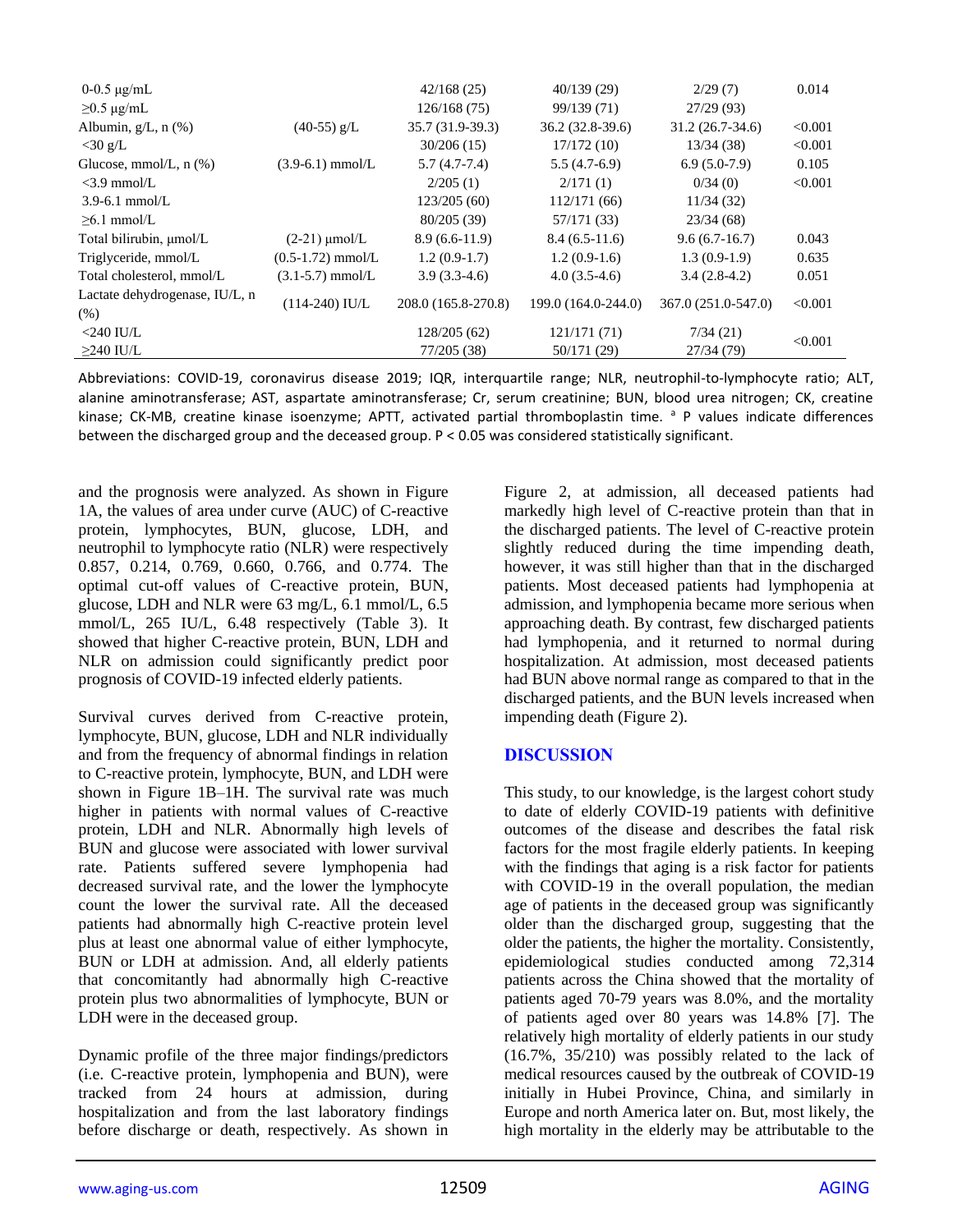| | | | | | |
|---|---|---|---|---|---|
| 0-0.5 μg/mL | | 42/168 (25) | 40/139 (29) | 2/29 (7) | 0.014 |
| ≥0.5 μg/mL | | 126/168 (75) | 99/139 (71) | 27/29 (93) | |
| Albumin, g/L, n (%) | (40-55) g/L | 35.7 (31.9-39.3) | 36.2 (32.8-39.6) | 31.2 (26.7-34.6) | <0.001 |
| <30 g/L | | 30/206 (15) | 17/172 (10) | 13/34 (38) | <0.001 |
| Glucose, mmol/L, n (%) | (3.9-6.1) mmol/L | 5.7 (4.7-7.4) | 5.5 (4.7-6.9) | 6.9 (5.0-7.9) | 0.105 |
| <3.9 mmol/L | | 2/205 (1) | 2/171 (1) | 0/34 (0) | <0.001 |
| 3.9-6.1 mmol/L | | 123/205 (60) | 112/171 (66) | 11/34 (32) | |
| ≥6.1 mmol/L | | 80/205 (39) | 57/171 (33) | 23/34 (68) | |
| Total bilirubin, μmol/L | (2-21) μmol/L | 8.9 (6.6-11.9) | 8.4 (6.5-11.6) | 9.6 (6.7-16.7) | 0.043 |
| Triglyceride, mmol/L | (0.5-1.72) mmol/L | 1.2 (0.9-1.7) | 1.2 (0.9-1.6) | 1.3 (0.9-1.9) | 0.635 |
| Total cholesterol, mmol/L | (3.1-5.7) mmol/L | 3.9 (3.3-4.6) | 4.0 (3.5-4.6) | 3.4 (2.8-4.2) | 0.051 |
| Lactate dehydrogenase, IU/L, n (%) | (114-240) IU/L | 208.0 (165.8-270.8) | 199.0 (164.0-244.0) | 367.0 (251.0-547.0) | <0.001 |
| <240 IU/L | | 128/205 (62) | 121/171 (71) | 7/34 (21) | <0.001 |
| ≥240 IU/L | | 77/205 (38) | 50/171 (29) | 27/34 (79) | |

Abbreviations: COVID-19, coronavirus disease 2019; IQR, interquartile range; NLR, neutrophil-to-lymphocyte ratio; ALT, alanine aminotransferase; AST, aspartate aminotransferase; Cr, serum creatinine; BUN, blood urea nitrogen; CK, creatine kinase; CK-MB, creatine kinase isoenzyme; APTT, activated partial thromboplastin time. [a] P values indicate differences between the discharged group and the deceased group. P < 0.05 was considered statistically significant.

and the prognosis were analyzed. As shown in Figure 1A, the values of area under curve (AUC) of C-reactive protein, lymphocytes, BUN, glucose, LDH, and neutrophil to lymphocyte ratio (NLR) were respectively 0.857, 0.214, 0.769, 0.660, 0.766, and 0.774. The optimal cut-off values of C-reactive protein, BUN, glucose, LDH and NLR were 63 mg/L, 6.1 mmol/L, 6.5 mmol/L, 265 IU/L, 6.48 respectively (Table 3). It showed that higher C-reactive protein, BUN, LDH and NLR on admission could significantly predict poor prognosis of COVID-19 infected elderly patients.

Survival curves derived from C-reactive protein, lymphocyte, BUN, glucose, LDH and NLR individually and from the frequency of abnormal findings in relation to C-reactive protein, lymphocyte, BUN, and LDH were shown in Figure 1B–1H. The survival rate was much higher in patients with normal values of C-reactive protein, LDH and NLR. Abnormally high levels of BUN and glucose were associated with lower survival rate. Patients suffered severe lymphopenia had decreased survival rate, and the lower the lymphocyte count the lower the survival rate. All the deceased patients had abnormally high C-reactive protein level plus at least one abnormal value of either lymphocyte, BUN or LDH at admission. And, all elderly patients that concomitantly had abnormally high C-reactive protein plus two abnormalities of lymphocyte, BUN or LDH were in the deceased group.

Dynamic profile of the three major findings/predictors (i.e. C-reactive protein, lymphopenia and BUN), were tracked from 24 hours at admission, during hospitalization and from the last laboratory findings before discharge or death, respectively. As shown in Figure 2, at admission, all deceased patients had markedly high level of C-reactive protein than that in the discharged patients. The level of C-reactive protein slightly reduced during the time impending death, however, it was still higher than that in the discharged patients. Most deceased patients had lymphopenia at admission, and lymphopenia became more serious when approaching death. By contrast, few discharged patients had lymphopenia, and it returned to normal during hospitalization. At admission, most deceased patients had BUN above normal range as compared to that in the discharged patients, and the BUN levels increased when impending death (Figure 2).

## DISCUSSION

This study, to our knowledge, is the largest cohort study to date of elderly COVID-19 patients with definitive outcomes of the disease and describes the fatal risk factors for the most fragile elderly patients. In keeping with the findings that aging is a risk factor for patients with COVID-19 in the overall population, the median age of patients in the deceased group was significantly older than the discharged group, suggesting that the older the patients, the higher the mortality. Consistently, epidemiological studies conducted among 72,314 patients across the China showed that the mortality of patients aged 70-79 years was 8.0%, and the mortality of patients aged over 80 years was 14.8% [7]. The relatively high mortality of elderly patients in our study (16.7%, 35/210) was possibly related to the lack of medical resources caused by the outbreak of COVID-19 initially in Hubei Province, China, and similarly in Europe and north America later on. But, most likely, the high mortality in the elderly may be attributable to the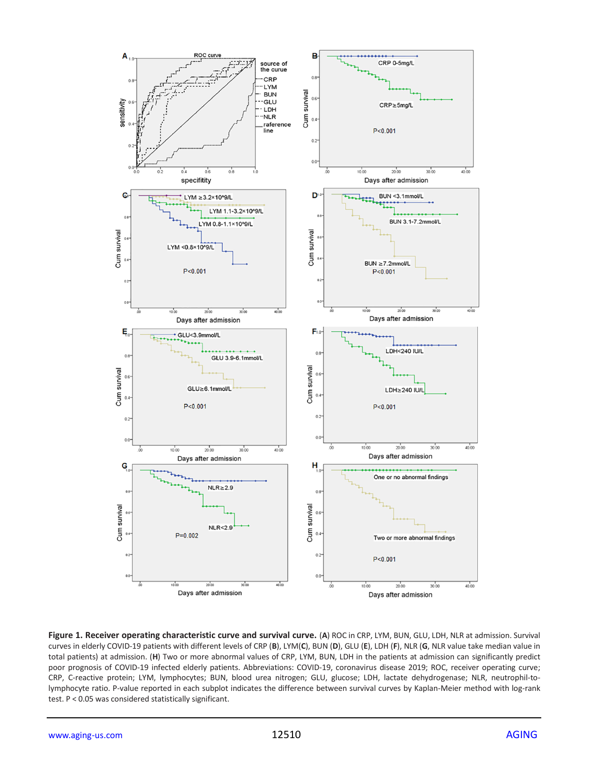**Figure 1. Receiver operating characteristic curve and survival curve.** (**A**) ROC in CRP, LYM, BUN, GLU, LDH, NLR at admission. Survival curves in elderly COVID-19 patients with different levels of CRP (**B**), LYM(**C**), BUN (**D**), GLU (**E**), LDH (**F**), NLR (**G**, NLR value take median value in total patients) at admission. (**H**) Two or more abnormal values of CRP, LYM, BUN, LDH in the patients at admission can significantly predict poor prognosis of COVID-19 infected elderly patients. Abbreviations: COVID-19, coronavirus disease 2019; ROC, receiver operating curve; CRP, C-reactive protein; LYM, lymphocytes; BUN, blood urea nitrogen; GLU, glucose; LDH, lactate dehydrogenase; NLR, neutrophil-to-lymphocyte ratio. P-value reported in each subplot indicates the difference between survival curves by Kaplan-Meier method with log-rank test. $P < 0.05$ was considered statistically significant.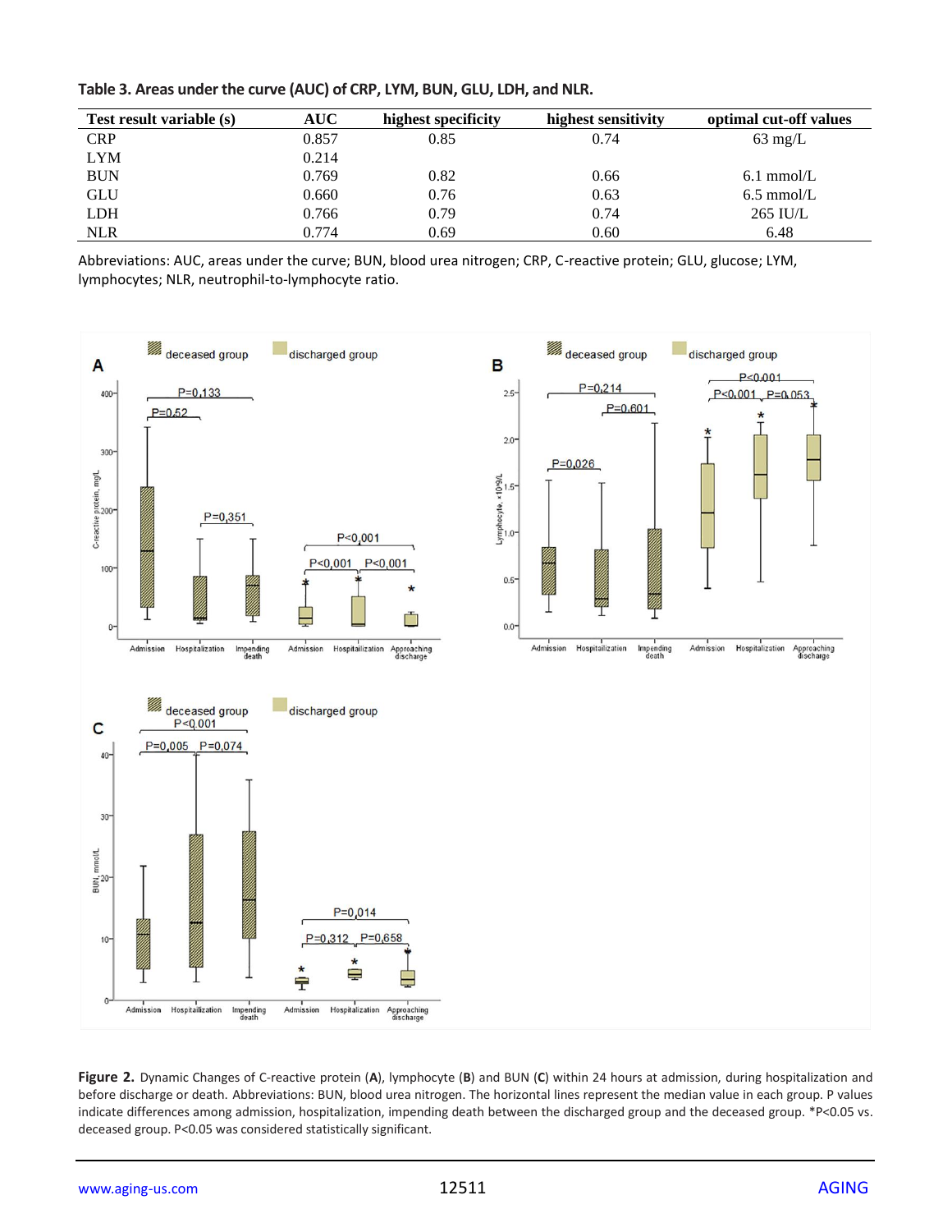**Table 3. Areas under the curve (AUC) of CRP, LYM, BUN, GLU, LDH, and NLR.**

| Test result variable (s) | AUC | highest specificity | highest sensitivity | optimal cut-off values |
|---|---|---|---|---|
| CRP | 0.857 | 0.85 | 0.74 | 63 mg/L |
| LYM | 0.214 | | | |
| BUN | 0.769 | 0.82 | 0.66 | 6.1 mmol/L |
| GLU | 0.660 | 0.76 | 0.63 | 6.5 mmol/L |
| LDH | 0.766 | 0.79 | 0.74 | 265 IU/L |
| NLR | 0.774 | 0.69 | 0.60 | 6.48 |

Abbreviations: AUC, areas under the curve; BUN, blood urea nitrogen; CRP, C-reactive protein; GLU, glucose; LYM, lymphocytes; NLR, neutrophil-to-lymphocyte ratio.

**Figure 2.** Dynamic Changes of C-reactive protein (**A**), lymphocyte (**B**) and BUN (**C**) within 24 hours at admission, during hospitalization and before discharge or death. Abbreviations: BUN, blood urea nitrogen. The horizontal lines represent the median value in each group. P values indicate differences among admission, hospitalization, impending death between the discharged group and the deceased group. *P<0.05 vs. deceased group. P<0.05 was considered statistically significant.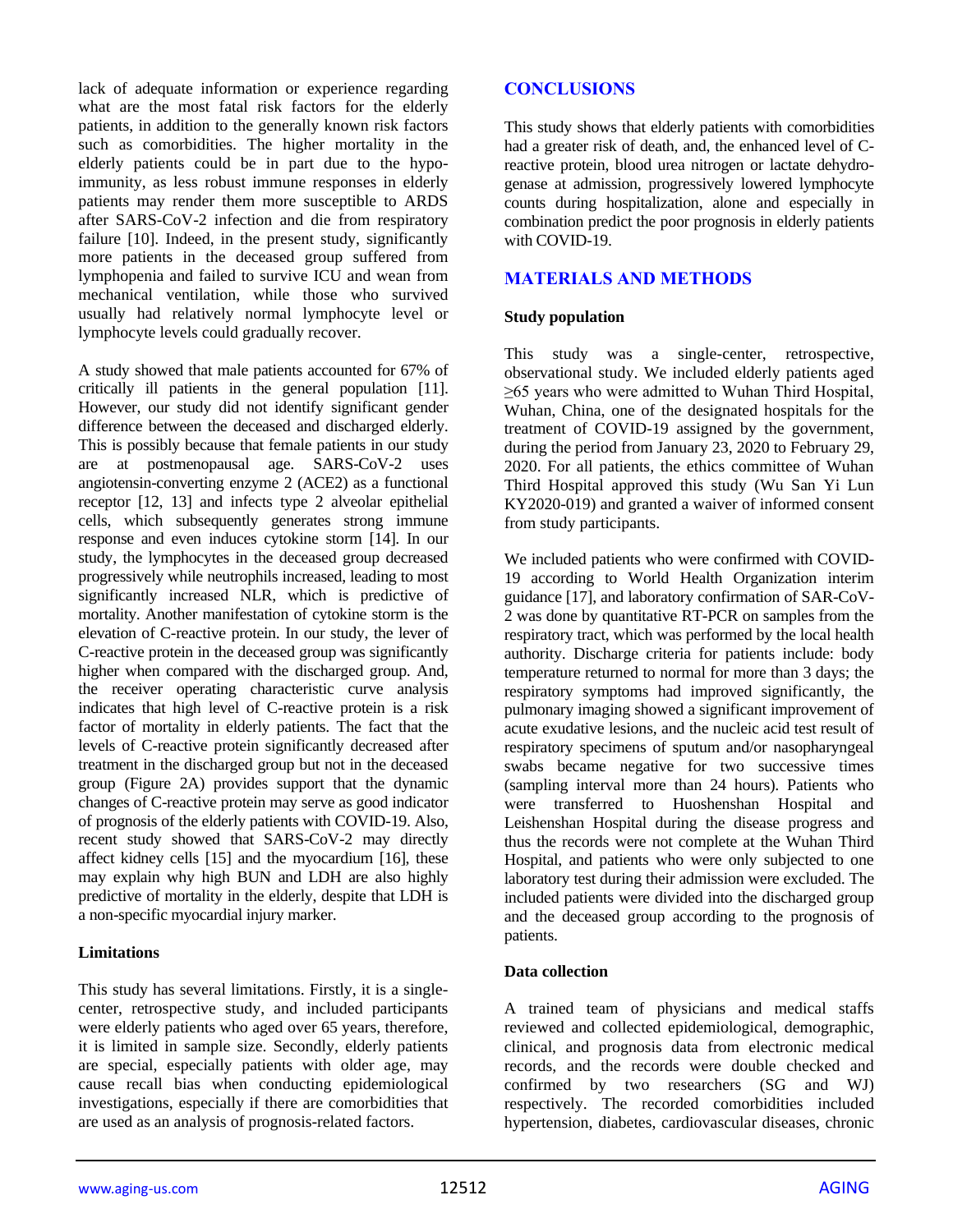lack of adequate information or experience regarding what are the most fatal risk factors for the elderly patients, in addition to the generally known risk factors such as comorbidities. The higher mortality in the elderly patients could be in part due to the hypo-immunity, as less robust immune responses in elderly patients may render them more susceptible to ARDS after SARS-CoV-2 infection and die from respiratory failure [10]. Indeed, in the present study, significantly more patients in the deceased group suffered from lymphopenia and failed to survive ICU and wean from mechanical ventilation, while those who survived usually had relatively normal lymphocyte level or lymphocyte levels could gradually recover.

A study showed that male patients accounted for 67% of critically ill patients in the general population [11]. However, our study did not identify significant gender difference between the deceased and discharged elderly. This is possibly because that female patients in our study are at postmenopausal age. SARS-CoV-2 uses angiotensin-converting enzyme 2 (ACE2) as a functional receptor [12, 13] and infects type 2 alveolar epithelial cells, which subsequently generates strong immune response and even induces cytokine storm [14]. In our study, the lymphocytes in the deceased group decreased progressively while neutrophils increased, leading to most significantly increased NLR, which is predictive of mortality. Another manifestation of cytokine storm is the elevation of C-reactive protein. In our study, the lever of C-reactive protein in the deceased group was significantly higher when compared with the discharged group. And, the receiver operating characteristic curve analysis indicates that high level of C-reactive protein is a risk factor of mortality in elderly patients. The fact that the levels of C-reactive protein significantly decreased after treatment in the discharged group but not in the deceased group (Figure 2A) provides support that the dynamic changes of C-reactive protein may serve as good indicator of prognosis of the elderly patients with COVID-19. Also, recent study showed that SARS-CoV-2 may directly affect kidney cells [15] and the myocardium [16], these may explain why high BUN and LDH are also highly predictive of mortality in the elderly, despite that LDH is a non-specific myocardial injury marker.

### Limitations

This study has several limitations. Firstly, it is a single-center, retrospective study, and included participants were elderly patients who aged over 65 years, therefore, it is limited in sample size. Secondly, elderly patients are special, especially patients with older age, may cause recall bias when conducting epidemiological investigations, especially if there are comorbidities that are used as an analysis of prognosis-related factors.

## CONCLUSIONS

This study shows that elderly patients with comorbidities had a greater risk of death, and, the enhanced level of C-reactive protein, blood urea nitrogen or lactate dehydrogenase at admission, progressively lowered lymphocyte counts during hospitalization, alone and especially in combination predict the poor prognosis in elderly patients with COVID-19.

## MATERIALS AND METHODS

### Study population

This study was a single-center, retrospective, observational study. We included elderly patients aged ≥65 years who were admitted to Wuhan Third Hospital, Wuhan, China, one of the designated hospitals for the treatment of COVID-19 assigned by the government, during the period from January 23, 2020 to February 29, 2020. For all patients, the ethics committee of Wuhan Third Hospital approved this study (Wu San Yi Lun KY2020-019) and granted a waiver of informed consent from study participants.

We included patients who were confirmed with COVID-19 according to World Health Organization interim guidance [17], and laboratory confirmation of SAR-CoV-2 was done by quantitative RT-PCR on samples from the respiratory tract, which was performed by the local health authority. Discharge criteria for patients include: body temperature returned to normal for more than 3 days; the respiratory symptoms had improved significantly, the pulmonary imaging showed a significant improvement of acute exudative lesions, and the nucleic acid test result of respiratory specimens of sputum and/or nasopharyngeal swabs became negative for two successive times (sampling interval more than 24 hours). Patients who were transferred to Huoshenshan Hospital and Leishenshan Hospital during the disease progress and thus the records were not complete at the Wuhan Third Hospital, and patients who were only subjected to one laboratory test during their admission were excluded. The included patients were divided into the discharged group and the deceased group according to the prognosis of patients.

### Data collection

A trained team of physicians and medical staffs reviewed and collected epidemiological, demographic, clinical, and prognosis data from electronic medical records, and the records were double checked and confirmed by two researchers (SG and WJ) respectively. The recorded comorbidities included hypertension, diabetes, cardiovascular diseases, chronic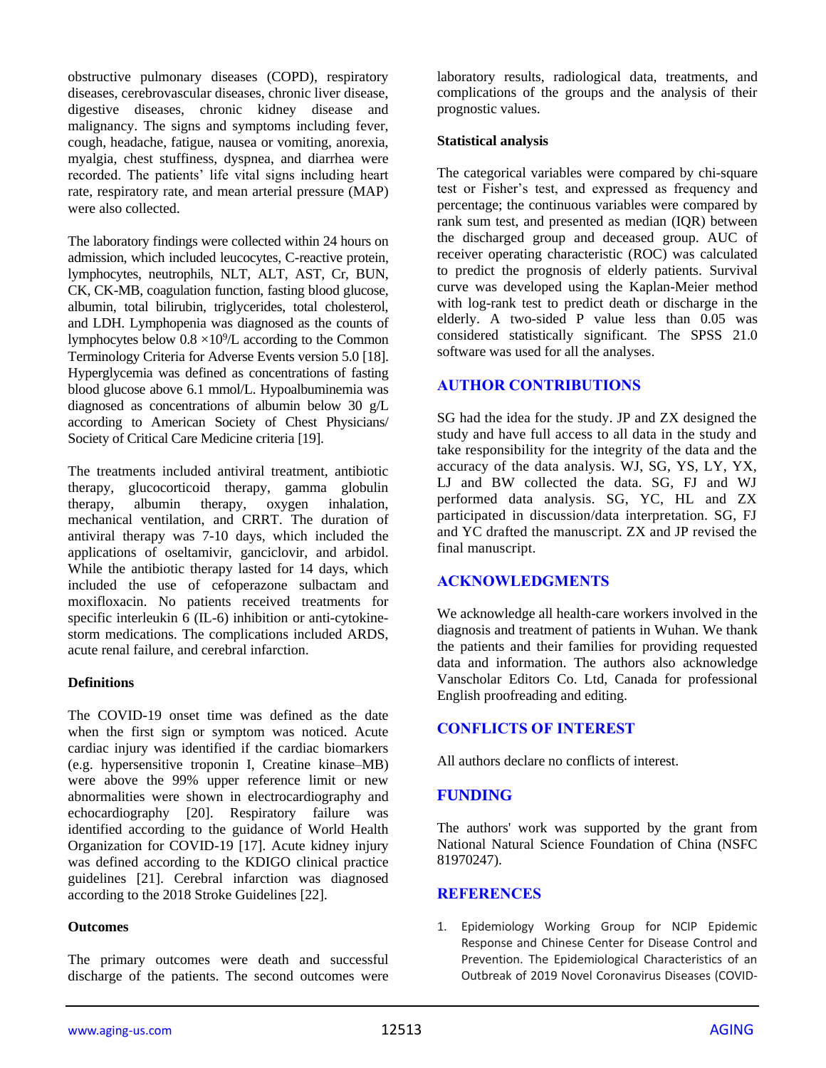obstructive pulmonary diseases (COPD), respiratory diseases, cerebrovascular diseases, chronic liver disease, digestive diseases, chronic kidney disease and malignancy. The signs and symptoms including fever, cough, headache, fatigue, nausea or vomiting, anorexia, myalgia, chest stuffiness, dyspnea, and diarrhea were recorded. The patients' life vital signs including heart rate, respiratory rate, and mean arterial pressure (MAP) were also collected.

The laboratory findings were collected within 24 hours on admission, which included leucocytes, C-reactive protein, lymphocytes, neutrophils, NLT, ALT, AST, Cr, BUN, CK, CK-MB, coagulation function, fasting blood glucose, albumin, total bilirubin, triglycerides, total cholesterol, and LDH. Lymphopenia was diagnosed as the counts of lymphocytes below $0.8 \times 10^9$/L according to the Common Terminology Criteria for Adverse Events version 5.0 [18]. Hyperglycemia was defined as concentrations of fasting blood glucose above 6.1 mmol/L. Hypoalbuminemia was diagnosed as concentrations of albumin below 30 g/L according to American Society of Chest Physicians/ Society of Critical Care Medicine criteria [19].

The treatments included antiviral treatment, antibiotic therapy, glucocorticoid therapy, gamma globulin therapy, albumin therapy, oxygen inhalation, mechanical ventilation, and CRRT. The duration of antiviral therapy was 7-10 days, which included the applications of oseltamivir, ganciclovir, and arbidol. While the antibiotic therapy lasted for 14 days, which included the use of cefoperazone sulbactam and moxifloxacin. No patients received treatments for specific interleukin 6 (IL-6) inhibition or anti-cytokine-storm medications. The complications included ARDS, acute renal failure, and cerebral infarction.

### Definitions

The COVID-19 onset time was defined as the date when the first sign or symptom was noticed. Acute cardiac injury was identified if the cardiac biomarkers (e.g. hypersensitive troponin I, Creatine kinase–MB) were above the 99% upper reference limit or new abnormalities were shown in electrocardiography and echocardiography [20]. Respiratory failure was identified according to the guidance of World Health Organization for COVID-19 [17]. Acute kidney injury was defined according to the KDIGO clinical practice guidelines [21]. Cerebral infarction was diagnosed according to the 2018 Stroke Guidelines [22].

### Outcomes

The primary outcomes were death and successful discharge of the patients. The second outcomes were laboratory results, radiological data, treatments, and complications of the groups and the analysis of their prognostic values.

### Statistical analysis

The categorical variables were compared by chi-square test or Fisher's test, and expressed as frequency and percentage; the continuous variables were compared by rank sum test, and presented as median (IQR) between the discharged group and deceased group. AUC of receiver operating characteristic (ROC) was calculated to predict the prognosis of elderly patients. Survival curve was developed using the Kaplan-Meier method with log-rank test to predict death or discharge in the elderly. A two-sided P value less than 0.05 was considered statistically significant. The SPSS 21.0 software was used for all the analyses.

## AUTHOR CONTRIBUTIONS

SG had the idea for the study. JP and ZX designed the study and have full access to all data in the study and take responsibility for the integrity of the data and the accuracy of the data analysis. WJ, SG, YS, LY, YX, LJ and BW collected the data. SG, FJ and WJ performed data analysis. SG, YC, HL and ZX participated in discussion/data interpretation. SG, FJ and YC drafted the manuscript. ZX and JP revised the final manuscript.

## ACKNOWLEDGMENTS

We acknowledge all health-care workers involved in the diagnosis and treatment of patients in Wuhan. We thank the patients and their families for providing requested data and information. The authors also acknowledge Vanscholar Editors Co. Ltd, Canada for professional English proofreading and editing.

## CONFLICTS OF INTEREST

All authors declare no conflicts of interest.

## FUNDING

The authors' work was supported by the grant from National Natural Science Foundation of China (NSFC 81970247).

## REFERENCES

1. Epidemiology Working Group for NCIP Epidemic Response and Chinese Center for Disease Control and Prevention. The Epidemiological Characteristics of an Outbreak of 2019 Novel Coronavirus Diseases (COVID-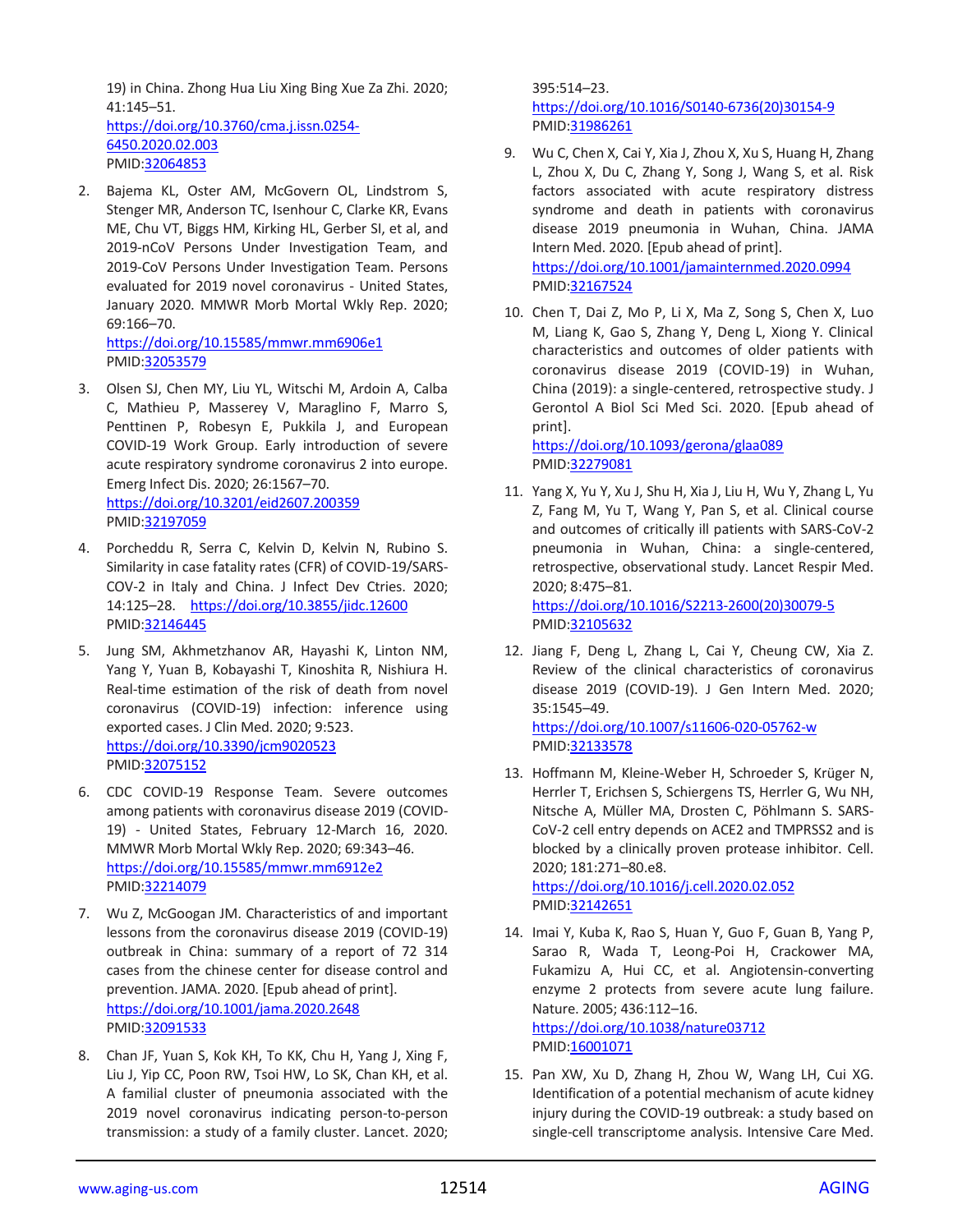19) in China. Zhong Hua Liu Xing Bing Xue Za Zhi. 2020; 41:145–51.
https://doi.org/10.3760/cma.j.issn.0254-6450.2020.02.003
PMID:32064853

2. Bajema KL, Oster AM, McGovern OL, Lindstrom S, Stenger MR, Anderson TC, Isenhour C, Clarke KR, Evans ME, Chu VT, Biggs HM, Kirking HL, Gerber SI, et al, and 2019-nCoV Persons Under Investigation Team, and 2019-CoV Persons Under Investigation Team. Persons evaluated for 2019 novel coronavirus - United States, January 2020. MMWR Morb Mortal Wkly Rep. 2020; 69:166–70.
https://doi.org/10.15585/mmwr.mm6906e1
PMID:32053579

3. Olsen SJ, Chen MY, Liu YL, Witschi M, Ardoin A, Calba C, Mathieu P, Masserey V, Maraglino F, Marro S, Penttinen P, Robesyn E, Pukkila J, and European COVID-19 Work Group. Early introduction of severe acute respiratory syndrome coronavirus 2 into europe. Emerg Infect Dis. 2020; 26:1567–70.
https://doi.org/10.3201/eid2607.200359
PMID:32197059

4. Porcheddu R, Serra C, Kelvin D, Kelvin N, Rubino S. Similarity in case fatality rates (CFR) of COVID-19/SARS-COV-2 in Italy and China. J Infect Dev Ctries. 2020; 14:125–28. https://doi.org/10.3855/jidc.12600
PMID:32146445

5. Jung SM, Akhmetzhanov AR, Hayashi K, Linton NM, Yang Y, Yuan B, Kobayashi T, Kinoshita R, Nishiura H. Real-time estimation of the risk of death from novel coronavirus (COVID-19) infection: inference using exported cases. J Clin Med. 2020; 9:523.
https://doi.org/10.3390/jcm9020523
PMID:32075152

6. CDC COVID-19 Response Team. Severe outcomes among patients with coronavirus disease 2019 (COVID-19) - United States, February 12-March 16, 2020. MMWR Morb Mortal Wkly Rep. 2020; 69:343–46.
https://doi.org/10.15585/mmwr.mm6912e2
PMID:32214079

7. Wu Z, McGoogan JM. Characteristics of and important lessons from the coronavirus disease 2019 (COVID-19) outbreak in China: summary of a report of 72 314 cases from the chinese center for disease control and prevention. JAMA. 2020. [Epub ahead of print].
https://doi.org/10.1001/jama.2020.2648
PMID:32091533

8. Chan JF, Yuan S, Kok KH, To KK, Chu H, Yang J, Xing F, Liu J, Yip CC, Poon RW, Tsoi HW, Lo SK, Chan KH, et al. A familial cluster of pneumonia associated with the 2019 novel coronavirus indicating person-to-person transmission: a study of a family cluster. Lancet. 2020; 395:514–23.
https://doi.org/10.1016/S0140-6736(20)30154-9
PMID:31986261

9. Wu C, Chen X, Cai Y, Xia J, Zhou X, Xu S, Huang H, Zhang L, Zhou X, Du C, Zhang Y, Song J, Wang S, et al. Risk factors associated with acute respiratory distress syndrome and death in patients with coronavirus disease 2019 pneumonia in Wuhan, China. JAMA Intern Med. 2020. [Epub ahead of print].
https://doi.org/10.1001/jamainternmed.2020.0994
PMID:32167524

10. Chen T, Dai Z, Mo P, Li X, Ma Z, Song S, Chen X, Luo M, Liang K, Gao S, Zhang Y, Deng L, Xiong Y. Clinical characteristics and outcomes of older patients with coronavirus disease 2019 (COVID-19) in Wuhan, China (2019): a single-centered, retrospective study. J Gerontol A Biol Sci Med Sci. 2020. [Epub ahead of print].
https://doi.org/10.1093/gerona/glaa089
PMID:32279081

11. Yang X, Yu Y, Xu J, Shu H, Xia J, Liu H, Wu Y, Zhang L, Yu Z, Fang M, Yu T, Wang Y, Pan S, et al. Clinical course and outcomes of critically ill patients with SARS-CoV-2 pneumonia in Wuhan, China: a single-centered, retrospective, observational study. Lancet Respir Med. 2020; 8:475–81.
https://doi.org/10.1016/S2213-2600(20)30079-5
PMID:32105632

12. Jiang F, Deng L, Zhang L, Cai Y, Cheung CW, Xia Z. Review of the clinical characteristics of coronavirus disease 2019 (COVID-19). J Gen Intern Med. 2020; 35:1545–49.
https://doi.org/10.1007/s11606-020-05762-w
PMID:32133578

13. Hoffmann M, Kleine-Weber H, Schroeder S, Krüger N, Herrler T, Erichsen S, Schiergens TS, Herrler G, Wu NH, Nitsche A, Müller MA, Drosten C, Pöhlmann S. SARS-CoV-2 cell entry depends on ACE2 and TMPRSS2 and is blocked by a clinically proven protease inhibitor. Cell. 2020; 181:271–80.e8.
https://doi.org/10.1016/j.cell.2020.02.052
PMID:32142651

14. Imai Y, Kuba K, Rao S, Huan Y, Guo F, Guan B, Yang P, Sarao R, Wada T, Leong-Poi H, Crackower MA, Fukamizu A, Hui CC, et al. Angiotensin-converting enzyme 2 protects from severe acute lung failure. Nature. 2005; 436:112–16.
https://doi.org/10.1038/nature03712
PMID:16001071

15. Pan XW, Xu D, Zhang H, Zhou W, Wang LH, Cui XG. Identification of a potential mechanism of acute kidney injury during the COVID-19 outbreak: a study based on single-cell transcriptome analysis. Intensive Care Med.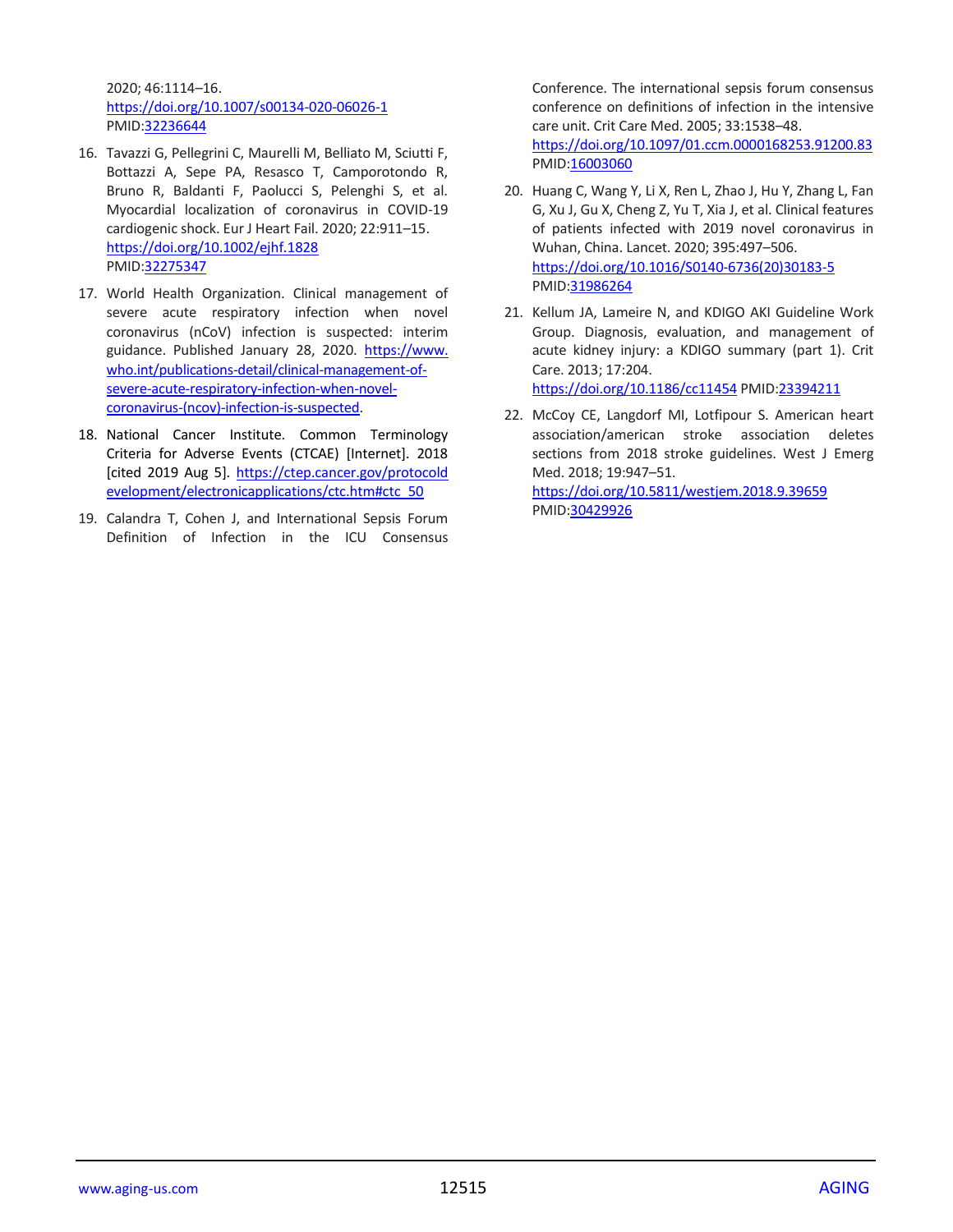2020; 46:1114–16.
https://doi.org/10.1007/s00134-020-06026-1
PMID:32236644

16. Tavazzi G, Pellegrini C, Maurelli M, Belliato M, Sciutti F, Bottazzi A, Sepe PA, Resasco T, Camporotondo R, Bruno R, Baldanti F, Paolucci S, Pelenghi S, et al. Myocardial localization of coronavirus in COVID-19 cardiogenic shock. Eur J Heart Fail. 2020; 22:911–15.
https://doi.org/10.1002/ejhf.1828
PMID:32275347

17. World Health Organization. Clinical management of severe acute respiratory infection when novel coronavirus (nCoV) infection is suspected: interim guidance. Published January 28, 2020. https://www.who.int/publications-detail/clinical-management-of-severe-acute-respiratory-infection-when-novel-coronavirus-(ncov)-infection-is-suspected.

18. National Cancer Institute. Common Terminology Criteria for Adverse Events (CTCAE) [Internet]. 2018 [cited 2019 Aug 5]. https://ctep.cancer.gov/protocoldevelopment/electronicapplications/ctc.htm#ctc_50

19. Calandra T, Cohen J, and International Sepsis Forum Definition of Infection in the ICU Consensus Conference. The international sepsis forum consensus conference on definitions of infection in the intensive care unit. Crit Care Med. 2005; 33:1538–48.
https://doi.org/10.1097/01.ccm.0000168253.91200.83
PMID:16003060

20. Huang C, Wang Y, Li X, Ren L, Zhao J, Hu Y, Zhang L, Fan G, Xu J, Gu X, Cheng Z, Yu T, Xia J, et al. Clinical features of patients infected with 2019 novel coronavirus in Wuhan, China. Lancet. 2020; 395:497–506.
https://doi.org/10.1016/S0140-6736(20)30183-5
PMID:31986264

21. Kellum JA, Lameire N, and KDIGO AKI Guideline Work Group. Diagnosis, evaluation, and management of acute kidney injury: a KDIGO summary (part 1). Crit Care. 2013; 17:204.
https://doi.org/10.1186/cc11454 PMID:23394211

22. McCoy CE, Langdorf MI, Lotfipour S. American heart association/american stroke association deletes sections from 2018 stroke guidelines. West J Emerg Med. 2018; 19:947–51.
https://doi.org/10.5811/westjem.2018.9.39659
PMID:30429926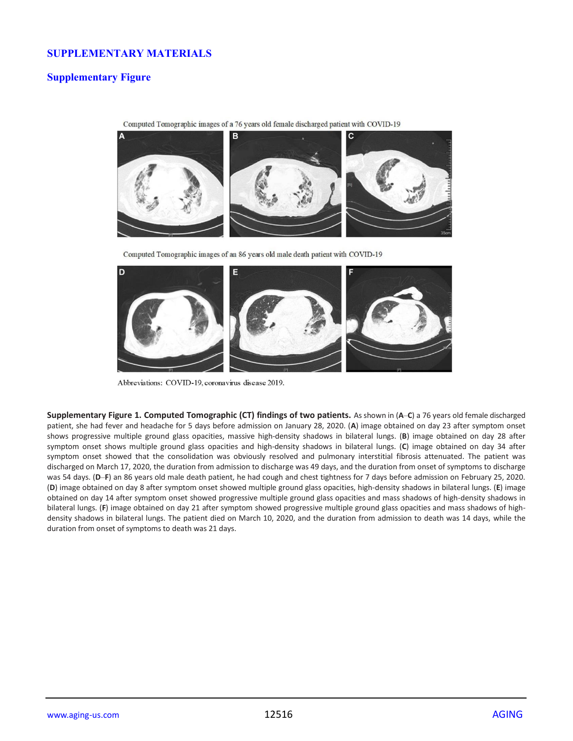## SUPPLEMENTARY MATERIALS

## Supplementary Figure

Computed Tomographic images of a 76 years old female discharged patient with COVID-19

Computed Tomographic images of an 86 years old male death patient with COVID-19

Abbreviations: COVID-19, coronavirus disease 2019.

**Supplementary Figure 1. Computed Tomographic (CT) findings of two patients.** As shown in (**A**–**C**) a 76 years old female discharged patient, she had fever and headache for 5 days before admission on January 28, 2020. (**A**) image obtained on day 23 after symptom onset shows progressive multiple ground glass opacities, massive high-density shadows in bilateral lungs. (**B**) image obtained on day 28 after symptom onset shows multiple ground glass opacities and high-density shadows in bilateral lungs. (**C**) image obtained on day 34 after symptom onset showed that the consolidation was obviously resolved and pulmonary interstitial fibrosis attenuated. The patient was discharged on March 17, 2020, the duration from admission to discharge was 49 days, and the duration from onset of symptoms to discharge was 54 days. (**D**–**F**) an 86 years old male death patient, he had cough and chest tightness for 7 days before admission on February 25, 2020. (**D**) image obtained on day 8 after symptom onset showed multiple ground glass opacities, high-density shadows in bilateral lungs. (**E**) image obtained on day 14 after symptom onset showed progressive multiple ground glass opacities and mass shadows of high-density shadows in bilateral lungs. (**F**) image obtained on day 21 after symptom showed progressive multiple ground glass opacities and mass shadows of high-density shadows in bilateral lungs. The patient died on March 10, 2020, and the duration from admission to death was 14 days, while the duration from onset of symptoms to death was 21 days.